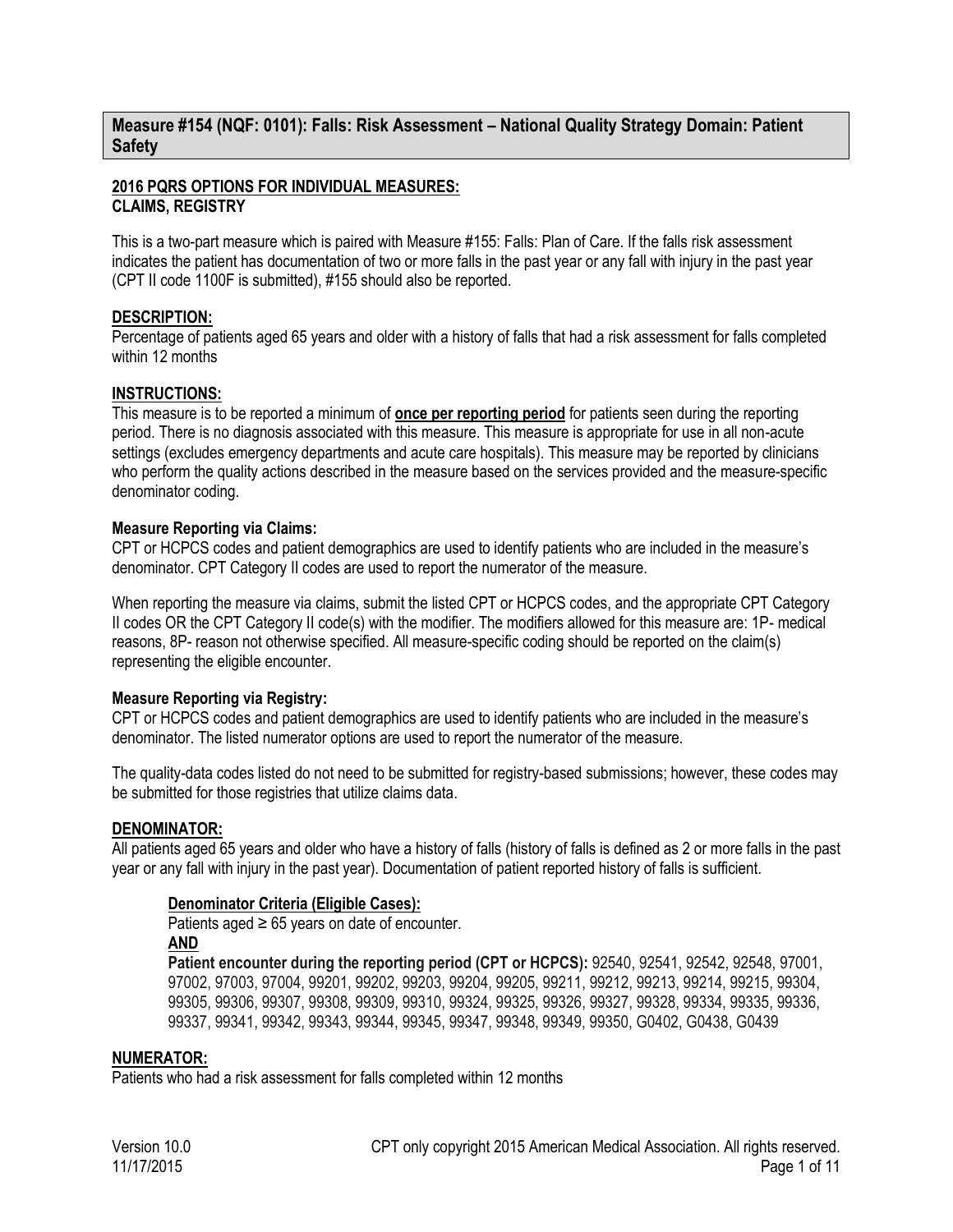## Measure #154 (NQF: 0101): Falls: Risk Assessment – National Quality Strategy Domain: Patient Safety

**2016 PQRS OPTIONS FOR INDIVIDUAL MEASURES:**
**CLAIMS, REGISTRY**

This is a two-part measure which is paired with Measure #155: Falls: Plan of Care. If the falls risk assessment indicates the patient has documentation of two or more falls in the past year or any fall with injury in the past year (CPT II code 1100F is submitted), #155 should also be reported.

**DESCRIPTION:**
Percentage of patients aged 65 years and older with a history of falls that had a risk assessment for falls completed within 12 months

**INSTRUCTIONS:**
This measure is to be reported a minimum of **once per reporting period** for patients seen during the reporting period. There is no diagnosis associated with this measure. This measure is appropriate for use in all non-acute settings (excludes emergency departments and acute care hospitals). This measure may be reported by clinicians who perform the quality actions described in the measure based on the services provided and the measure-specific denominator coding.

**Measure Reporting via Claims:**
CPT or HCPCS codes and patient demographics are used to identify patients who are included in the measure's denominator. CPT Category II codes are used to report the numerator of the measure.

When reporting the measure via claims, submit the listed CPT or HCPCS codes, and the appropriate CPT Category II codes OR the CPT Category II code(s) with the modifier. The modifiers allowed for this measure are: 1P- medical reasons, 8P- reason not otherwise specified. All measure-specific coding should be reported on the claim(s) representing the eligible encounter.

**Measure Reporting via Registry:**
CPT or HCPCS codes and patient demographics are used to identify patients who are included in the measure's denominator. The listed numerator options are used to report the numerator of the measure.

The quality-data codes listed do not need to be submitted for registry-based submissions; however, these codes may be submitted for those registries that utilize claims data.

**DENOMINATOR:**
All patients aged 65 years and older who have a history of falls (history of falls is defined as 2 or more falls in the past year or any fall with injury in the past year). Documentation of patient reported history of falls is sufficient.

**Denominator Criteria (Eligible Cases):**
Patients aged ≥ 65 years on date of encounter.
**AND**
**Patient encounter during the reporting period (CPT or HCPCS):** 92540, 92541, 92542, 92548, 97001, 97002, 97003, 97004, 99201, 99202, 99203, 99204, 99205, 99211, 99212, 99213, 99214, 99215, 99304, 99305, 99306, 99307, 99308, 99309, 99310, 99324, 99325, 99326, 99327, 99328, 99334, 99335, 99336, 99337, 99341, 99342, 99343, 99344, 99345, 99347, 99348, 99349, 99350, G0402, G0438, G0439

**NUMERATOR:**
Patients who had a risk assessment for falls completed within 12 months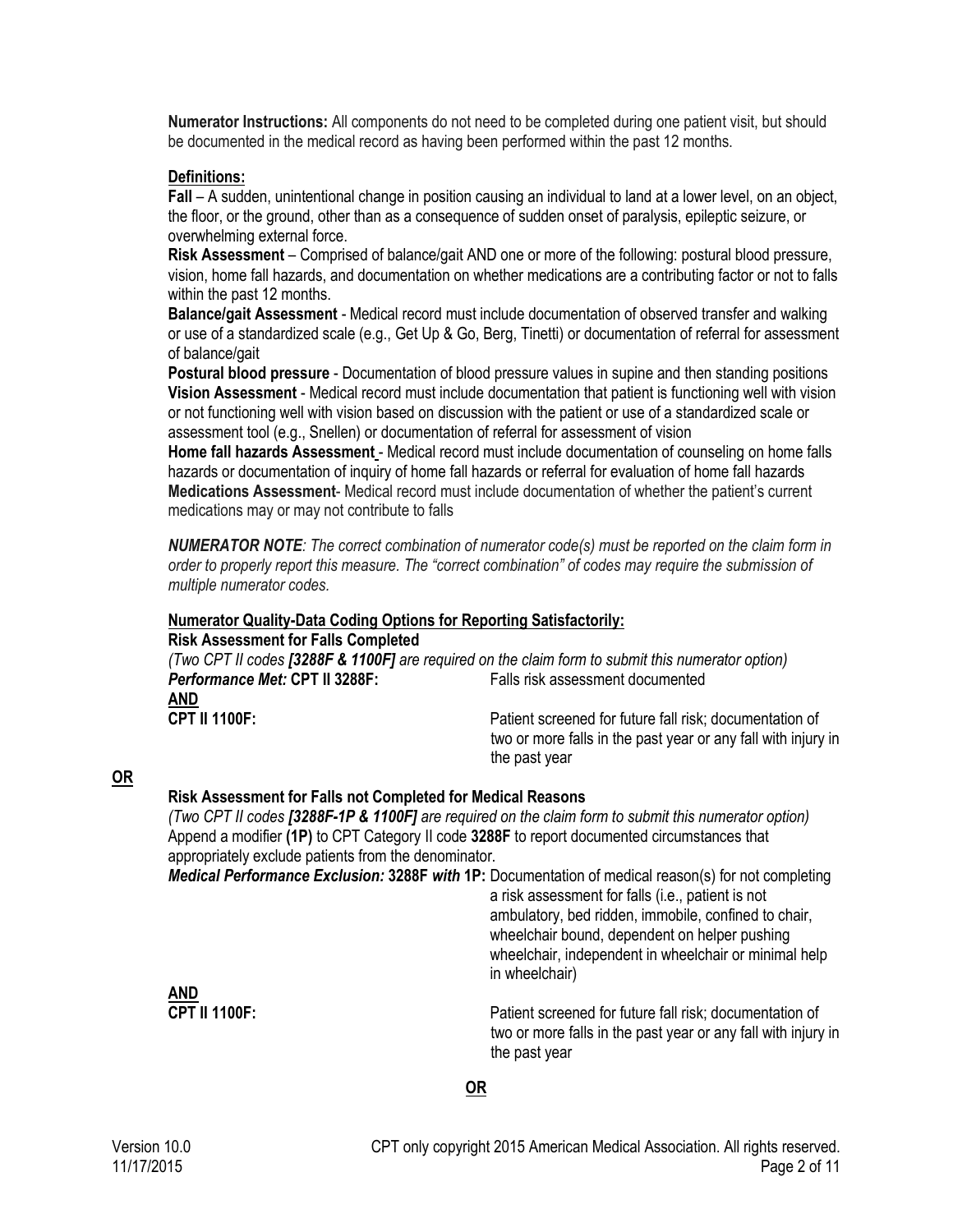**Numerator Instructions:** All components do not need to be completed during one patient visit, but should be documented in the medical record as having been performed within the past 12 months.

**Definitions:**

**Fall** – A sudden, unintentional change in position causing an individual to land at a lower level, on an object, the floor, or the ground, other than as a consequence of sudden onset of paralysis, epileptic seizure, or overwhelming external force.

**Risk Assessment** – Comprised of balance/gait AND one or more of the following: postural blood pressure, vision, home fall hazards, and documentation on whether medications are a contributing factor or not to falls within the past 12 months.

**Balance/gait Assessment** - Medical record must include documentation of observed transfer and walking or use of a standardized scale (e.g., Get Up & Go, Berg, Tinetti) or documentation of referral for assessment of balance/gait

**Postural blood pressure** - Documentation of blood pressure values in supine and then standing positions

**Vision Assessment** - Medical record must include documentation that patient is functioning well with vision or not functioning well with vision based on discussion with the patient or use of a standardized scale or assessment tool (e.g., Snellen) or documentation of referral for assessment of vision

**Home fall hazards Assessment** - Medical record must include documentation of counseling on home falls hazards or documentation of inquiry of home fall hazards or referral for evaluation of home fall hazards

**Medications Assessment**- Medical record must include documentation of whether the patient's current medications may or may not contribute to falls

***NUMERATOR NOTE****: The correct combination of numerator code(s) must be reported on the claim form in order to properly report this measure. The "correct combination" of codes may require the submission of multiple numerator codes.*

**Numerator Quality-Data Coding Options for Reporting Satisfactorily:**

**Risk Assessment for Falls Completed**

*(Two CPT II codes **[3288F & 1100F]** are required on the claim form to submit this numerator option)*

***Performance Met:* CPT II 3288F:** Falls risk assessment documented

**AND**

**CPT II 1100F:** Patient screened for future fall risk; documentation of two or more falls in the past year or any fall with injury in the past year

**OR**

**Risk Assessment for Falls not Completed for Medical Reasons**

*(Two CPT II codes **[3288F-1P & 1100F]** are required on the claim form to submit this numerator option)*

Append a modifier **(1P)** to CPT Category II code **3288F** to report documented circumstances that appropriately exclude patients from the denominator.

***Medical Performance Exclusion:* 3288F *with* 1P:** Documentation of medical reason(s) for not completing a risk assessment for falls (i.e., patient is not ambulatory, bed ridden, immobile, confined to chair, wheelchair bound, dependent on helper pushing wheelchair, independent in wheelchair or minimal help in wheelchair)

**AND**

**CPT II 1100F:** Patient screened for future fall risk; documentation of two or more falls in the past year or any fall with injury in the past year

**OR**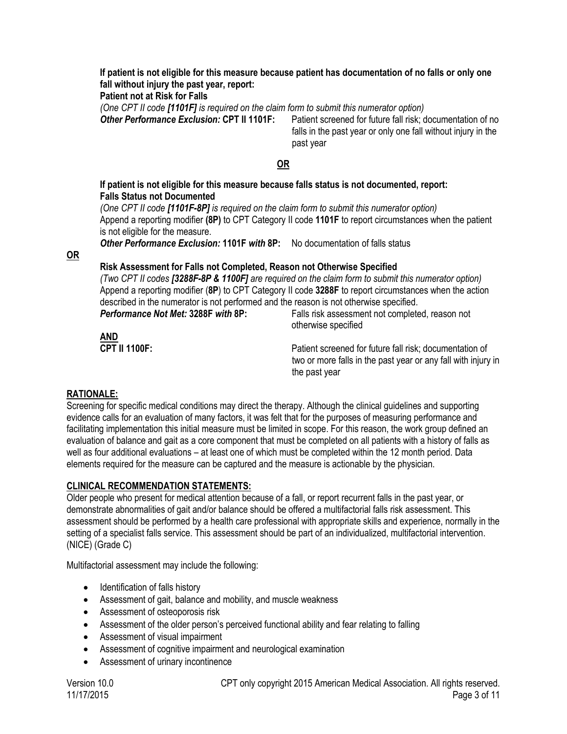**If patient is not eligible for this measure because patient has documentation of no falls or only one fall without injury the past year, report:**
**Patient not at Risk for Falls**
*(One CPT II code **[1101F]** is required on the claim form to submit this numerator option)*
***Other Performance Exclusion:* CPT II 1101F:** Patient screened for future fall risk; documentation of no falls in the past year or only one fall without injury in the past year

**OR**

**If patient is not eligible for this measure because falls status is not documented, report:**
**Falls Status not Documented**
*(One CPT II code **[1101F-8P]** is required on the claim form to submit this numerator option)*
Append a reporting modifier **(8P)** to CPT Category II code **1101F** to report circumstances when the patient is not eligible for the measure.
***Other Performance Exclusion:* 1101F *with* 8P:** No documentation of falls status

**OR**

**Risk Assessment for Falls not Completed, Reason not Otherwise Specified**
*(Two CPT II codes **[3288F-8P & 1100F]** are required on the claim form to submit this numerator option)*
Append a reporting modifier (**8P**) to CPT Category II code **3288F** to report circumstances when the action described in the numerator is not performed and the reason is not otherwise specified.
***Performance Not Met:* 3288F *with* 8P:** Falls risk assessment not completed, reason not otherwise specified

**AND**
**CPT II 1100F:** Patient screened for future fall risk; documentation of two or more falls in the past year or any fall with injury in the past year

## RATIONALE:

Screening for specific medical conditions may direct the therapy. Although the clinical guidelines and supporting evidence calls for an evaluation of many factors, it was felt that for the purposes of measuring performance and facilitating implementation this initial measure must be limited in scope. For this reason, the work group defined an evaluation of balance and gait as a core component that must be completed on all patients with a history of falls as well as four additional evaluations – at least one of which must be completed within the 12 month period. Data elements required for the measure can be captured and the measure is actionable by the physician.

## CLINICAL RECOMMENDATION STATEMENTS:

Older people who present for medical attention because of a fall, or report recurrent falls in the past year, or demonstrate abnormalities of gait and/or balance should be offered a multifactorial falls risk assessment. This assessment should be performed by a health care professional with appropriate skills and experience, normally in the setting of a specialist falls service. This assessment should be part of an individualized, multifactorial intervention. (NICE) (Grade C)

Multifactorial assessment may include the following:

- Identification of falls history
- Assessment of gait, balance and mobility, and muscle weakness
- Assessment of osteoporosis risk
- Assessment of the older person's perceived functional ability and fear relating to falling
- Assessment of visual impairment
- Assessment of cognitive impairment and neurological examination
- Assessment of urinary incontinence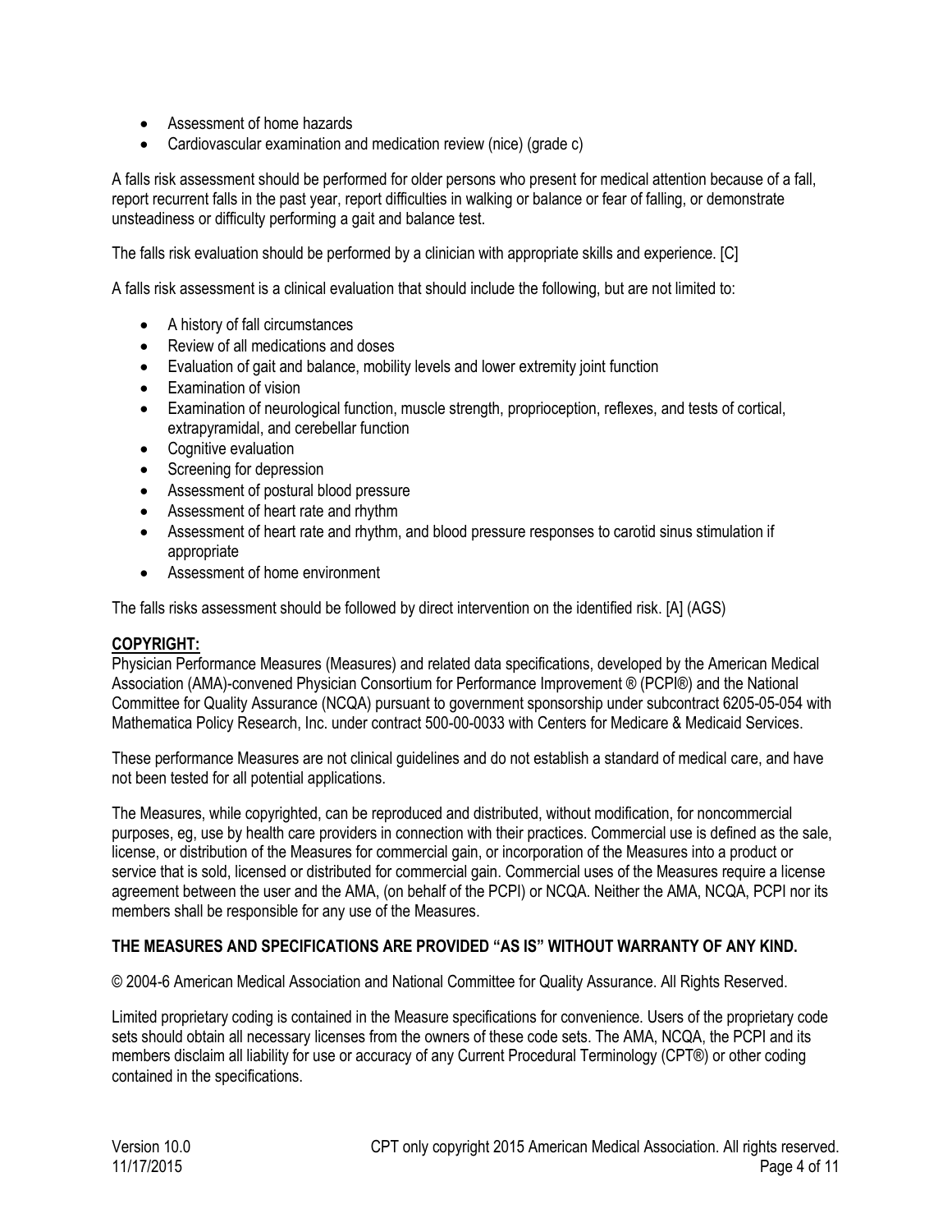- Assessment of home hazards
- Cardiovascular examination and medication review (nice) (grade c)

A falls risk assessment should be performed for older persons who present for medical attention because of a fall, report recurrent falls in the past year, report difficulties in walking or balance or fear of falling, or demonstrate unsteadiness or difficulty performing a gait and balance test.

The falls risk evaluation should be performed by a clinician with appropriate skills and experience. [C]

A falls risk assessment is a clinical evaluation that should include the following, but are not limited to:

- A history of fall circumstances
- Review of all medications and doses
- Evaluation of gait and balance, mobility levels and lower extremity joint function
- Examination of vision
- Examination of neurological function, muscle strength, proprioception, reflexes, and tests of cortical, extrapyramidal, and cerebellar function
- Cognitive evaluation
- Screening for depression
- Assessment of postural blood pressure
- Assessment of heart rate and rhythm
- Assessment of heart rate and rhythm, and blood pressure responses to carotid sinus stimulation if appropriate
- Assessment of home environment

The falls risks assessment should be followed by direct intervention on the identified risk. [A] (AGS)

**COPYRIGHT:**

Physician Performance Measures (Measures) and related data specifications, developed by the American Medical Association (AMA)-convened Physician Consortium for Performance Improvement ® (PCPI®) and the National Committee for Quality Assurance (NCQA) pursuant to government sponsorship under subcontract 6205-05-054 with Mathematica Policy Research, Inc. under contract 500-00-0033 with Centers for Medicare & Medicaid Services.

These performance Measures are not clinical guidelines and do not establish a standard of medical care, and have not been tested for all potential applications.

The Measures, while copyrighted, can be reproduced and distributed, without modification, for noncommercial purposes, eg, use by health care providers in connection with their practices. Commercial use is defined as the sale, license, or distribution of the Measures for commercial gain, or incorporation of the Measures into a product or service that is sold, licensed or distributed for commercial gain. Commercial uses of the Measures require a license agreement between the user and the AMA, (on behalf of the PCPI) or NCQA. Neither the AMA, NCQA, PCPI nor its members shall be responsible for any use of the Measures.

**THE MEASURES AND SPECIFICATIONS ARE PROVIDED "AS IS" WITHOUT WARRANTY OF ANY KIND.**

© 2004-6 American Medical Association and National Committee for Quality Assurance. All Rights Reserved.

Limited proprietary coding is contained in the Measure specifications for convenience. Users of the proprietary code sets should obtain all necessary licenses from the owners of these code sets. The AMA, NCQA, the PCPI and its members disclaim all liability for use or accuracy of any Current Procedural Terminology (CPT®) or other coding contained in the specifications.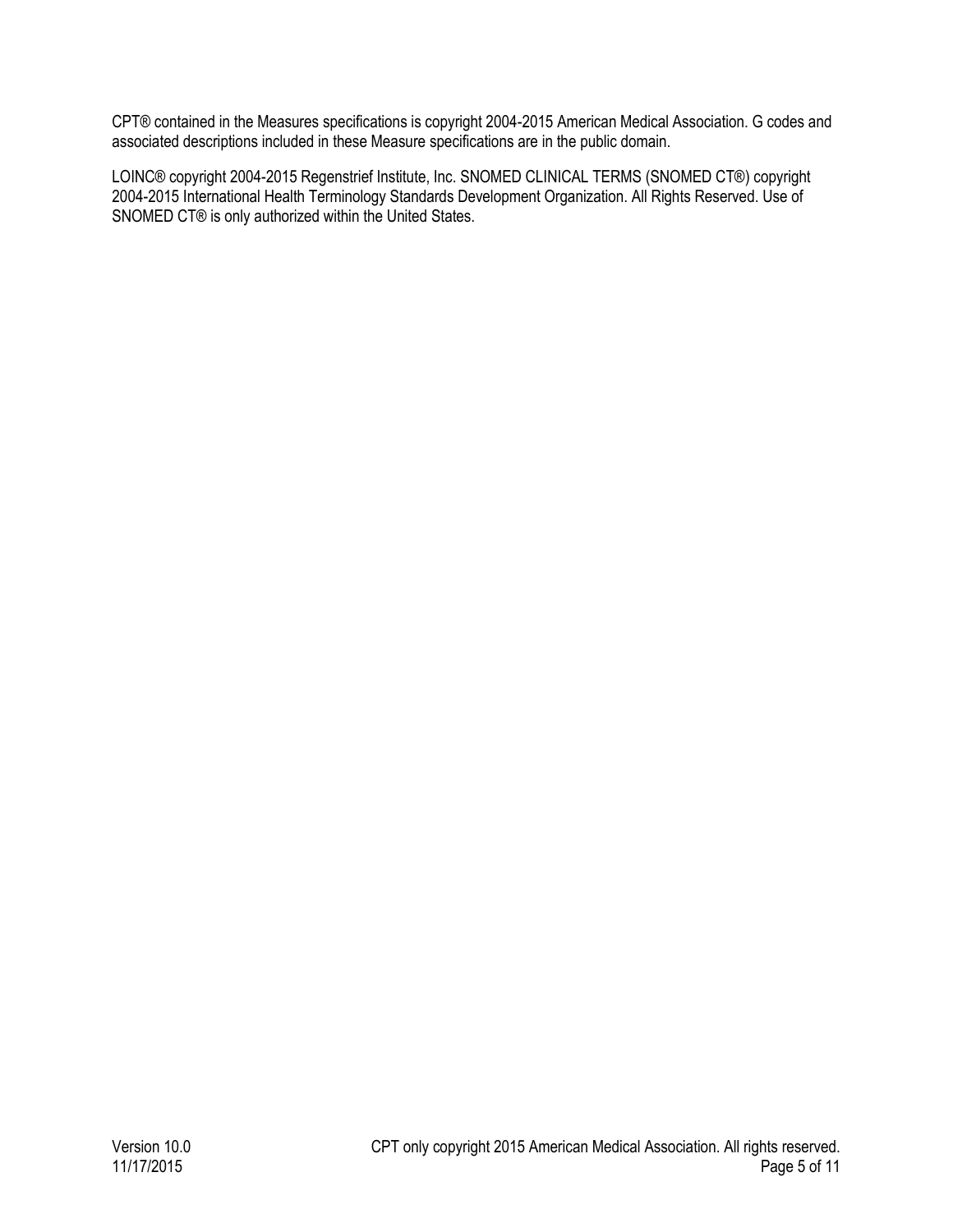CPT® contained in the Measures specifications is copyright 2004-2015 American Medical Association. G codes and associated descriptions included in these Measure specifications are in the public domain.

LOINC® copyright 2004-2015 Regenstrief Institute, Inc. SNOMED CLINICAL TERMS (SNOMED CT®) copyright 2004-2015 International Health Terminology Standards Development Organization. All Rights Reserved. Use of SNOMED CT® is only authorized within the United States.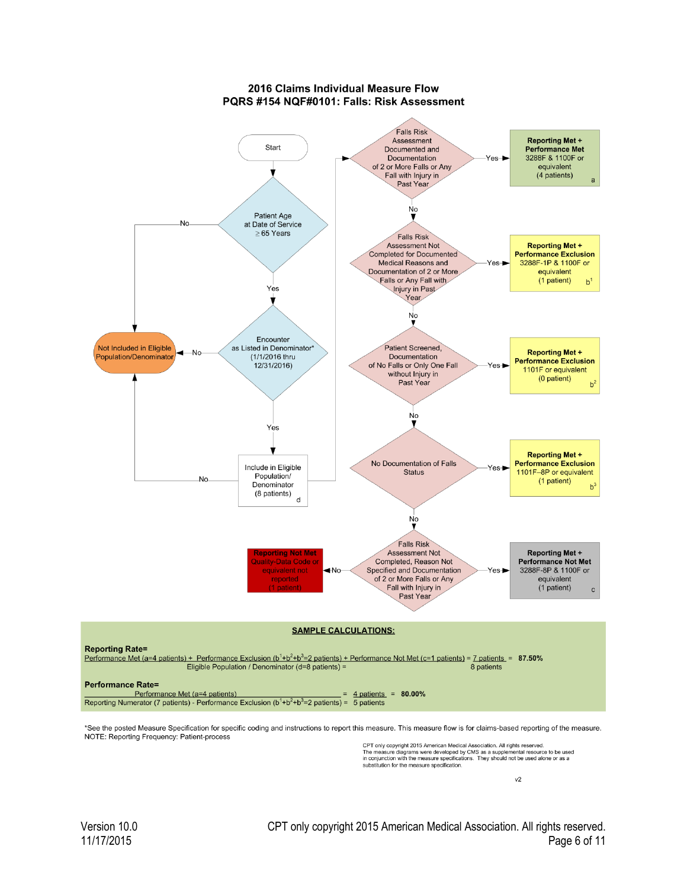## 2016 Claims Individual Measure Flow
## PQRS #154 NQF#0101: Falls: Risk Assessment

Start

Patient Age at Date of Service ≥ 65 Years — No → Not Included in Eligible Population/Denominator

Yes ↓

Encounter as Listed in Denominator* (1/1/2016 thru 12/31/2016) — No → Not Included in Eligible Population/Denominator

Yes ↓

Include in Eligible Population/ Denominator (8 patients) d — No → Not Included in Eligible Population/Denominator

Falls Risk Assessment Documented and Documentation of 2 or More Falls or Any Fall with Injury in Past Year — Yes → **Reporting Met + Performance Met** 3288F & 1100F or equivalent (4 patients) a

No ↓

Falls Risk Assessment Not Completed for Documented Medical Reasons and Documentation of 2 or More Falls or Any Fall with Injury in Past Year — Yes → **Reporting Met + Performance Exclusion** 3288F-1P & 1100F or equivalent (1 patient) b[1]

No ↓

Patient Screened, Documentation of No Falls or Only One Fall without Injury in Past Year — Yes → **Reporting Met + Performance Exclusion** 1101F or equivalent (0 patient) b[2]

No ↓

No Documentation of Falls Status — Yes → **Reporting Met + Performance Exclusion** 1101F–8P or equivalent (1 patient) b[3]

No ↓

Falls Risk Assessment Not Completed, Reason Not Specified and Documentation of 2 or More Falls or Any Fall with Injury in Past Year — Yes → **Reporting Met + Performance Not Met** 3288F-8P & 1100F or equivalent (1 patient) c

— No → **Reporting Not Met** Quality-Data Code or equivalent not reported (1 patient)

### SAMPLE CALCULATIONS:

**Reporting Rate=**

Performance Met (a=4 patients) + Performance Exclusion ($b^1+b^2+b^3$=2 patients) + Performance Not Met (c=1 patients) = 7 patients = **87.50%**
Eligible Population / Denominator (d=8 patients) = 8 patients

**Performance Rate=**

Performance Met (a=4 patients) = 4 patients = **80.00%**
Reporting Numerator (7 patients) - Performance Exclusion ($b^1+b^2+b^3$=2 patients) = 5 patients

*See the posted Measure Specification for specific coding and instructions to report this measure. This measure flow is for claims-based reporting of the measure.
NOTE: Reporting Frequency: Patient-process

CPT only copyright 2015 American Medical Association. All rights reserved.
The measure diagrams were developed by CMS as a supplemental resource to be used in conjunction with the measure specifications. They should not be used alone or as a substitution for the measure specification.

v2

Version 10.0
11/17/2015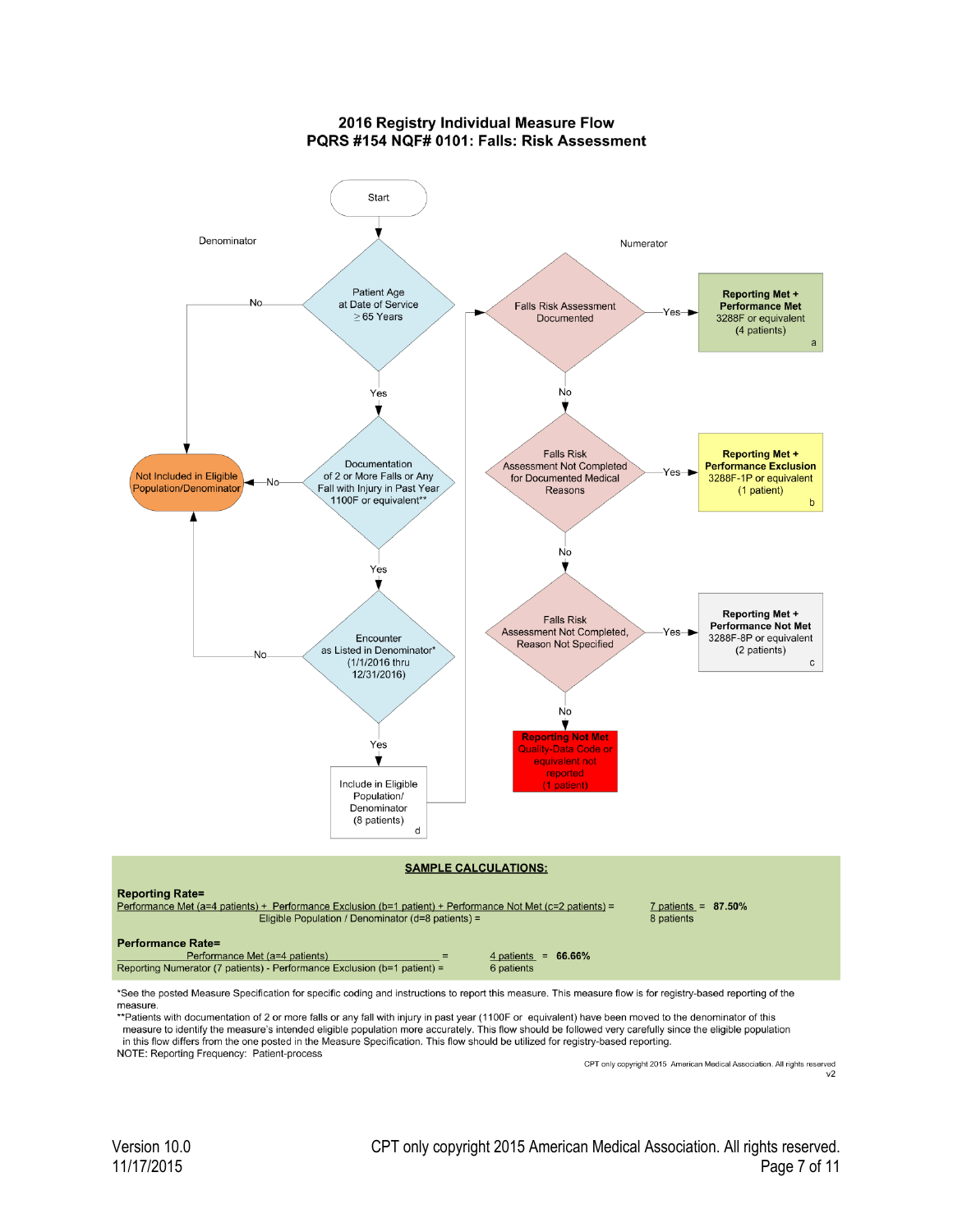# 2016 Registry Individual Measure Flow
## PQRS #154 NQF# 0101: Falls: Risk Assessment

Start

Denominator

Numerator

Patient Age at Date of Service ≥ 65 Years — No → Not Included in Eligible Population/Denominator; Yes ↓

Documentation of 2 or More Falls or Any Fall with Injury in Past Year 1100F or equivalent** — No → Not Included in Eligible Population/Denominator; Yes ↓

Encounter as Listed in Denominator* (1/1/2016 thru 12/31/2016) — No → Not Included in Eligible Population/Denominator; Yes ↓

Include in Eligible Population/ Denominator (8 patients) d

Falls Risk Assessment Documented — Yes → **Reporting Met + Performance Met** 3288F or equivalent (4 patients) a; No ↓

Falls Risk Assessment Not Completed for Documented Medical Reasons — Yes → **Reporting Met + Performance Exclusion** 3288F-1P or equivalent (1 patient) b; No ↓

Falls Risk Assessment Not Completed, Reason Not Specified — Yes → **Reporting Met + Performance Not Met** 3288F-8P or equivalent (2 patients) c; No ↓

**Reporting Not Met** Quality-Data Code or equivalent not reported (1 patient)

**SAMPLE CALCULATIONS:**

**Reporting Rate=**

Performance Met (a=4 patients) + Performance Exclusion (b=1 patient) + Performance Not Met (c=2 patients) = 7 patients = **87.50%**
Eligible Population / Denominator (d=8 patients) = 8 patients

**Performance Rate=**

Performance Met (a=4 patients) = 4 patients = **66.66%**
Reporting Numerator (7 patients) - Performance Exclusion (b=1 patient) = 6 patients

*See the posted Measure Specification for specific coding and instructions to report this measure. This measure flow is for registry-based reporting of the measure.

**Patients with documentation of 2 or more falls or any fall with injury in past year (1100F or equivalent) have been moved to the denominator of this measure to identify the measure's intended eligible population more accurately. This flow should be followed very carefully since the eligible population in this flow differs from the one posted in the Measure Specification. This flow should be utilized for registry-based reporting.

NOTE: Reporting Frequency: Patient-process

CPT only copyright 2015 American Medical Association. All rights reserved
v2

Version 10.0
11/17/2015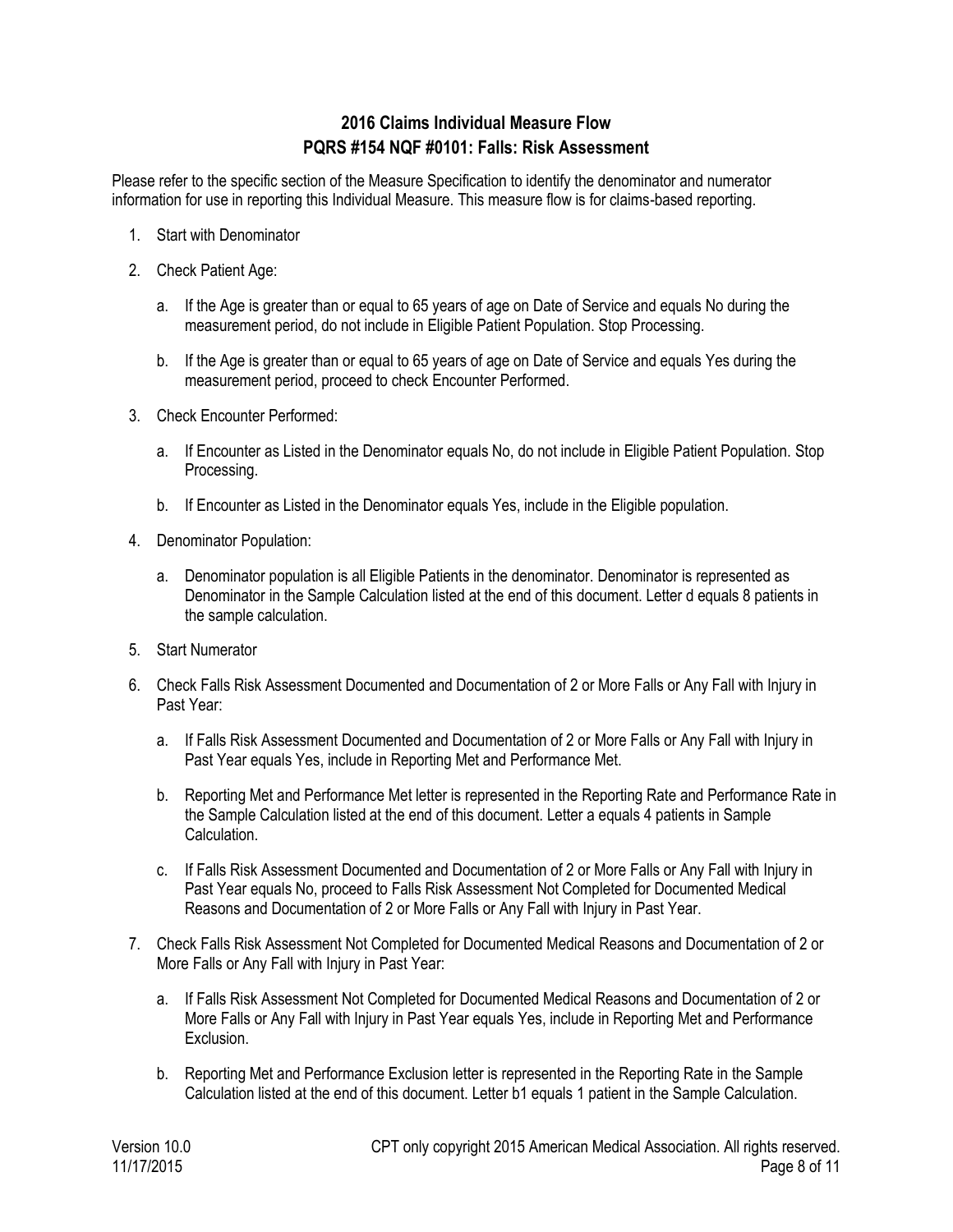# 2016 Claims Individual Measure Flow
# PQRS #154 NQF #0101: Falls: Risk Assessment

Please refer to the specific section of the Measure Specification to identify the denominator and numerator information for use in reporting this Individual Measure. This measure flow is for claims-based reporting.

1. Start with Denominator
2. Check Patient Age:
   a. If the Age is greater than or equal to 65 years of age on Date of Service and equals No during the measurement period, do not include in Eligible Patient Population. Stop Processing.
   b. If the Age is greater than or equal to 65 years of age on Date of Service and equals Yes during the measurement period, proceed to check Encounter Performed.
3. Check Encounter Performed:
   a. If Encounter as Listed in the Denominator equals No, do not include in Eligible Patient Population. Stop Processing.
   b. If Encounter as Listed in the Denominator equals Yes, include in the Eligible population.
4. Denominator Population:
   a. Denominator population is all Eligible Patients in the denominator. Denominator is represented as Denominator in the Sample Calculation listed at the end of this document. Letter d equals 8 patients in the sample calculation.
5. Start Numerator
6. Check Falls Risk Assessment Documented and Documentation of 2 or More Falls or Any Fall with Injury in Past Year:
   a. If Falls Risk Assessment Documented and Documentation of 2 or More Falls or Any Fall with Injury in Past Year equals Yes, include in Reporting Met and Performance Met.
   b. Reporting Met and Performance Met letter is represented in the Reporting Rate and Performance Rate in the Sample Calculation listed at the end of this document. Letter a equals 4 patients in Sample Calculation.
   c. If Falls Risk Assessment Documented and Documentation of 2 or More Falls or Any Fall with Injury in Past Year equals No, proceed to Falls Risk Assessment Not Completed for Documented Medical Reasons and Documentation of 2 or More Falls or Any Fall with Injury in Past Year.
7. Check Falls Risk Assessment Not Completed for Documented Medical Reasons and Documentation of 2 or More Falls or Any Fall with Injury in Past Year:
   a. If Falls Risk Assessment Not Completed for Documented Medical Reasons and Documentation of 2 or More Falls or Any Fall with Injury in Past Year equals Yes, include in Reporting Met and Performance Exclusion.
   b. Reporting Met and Performance Exclusion letter is represented in the Reporting Rate in the Sample Calculation listed at the end of this document. Letter b1 equals 1 patient in the Sample Calculation.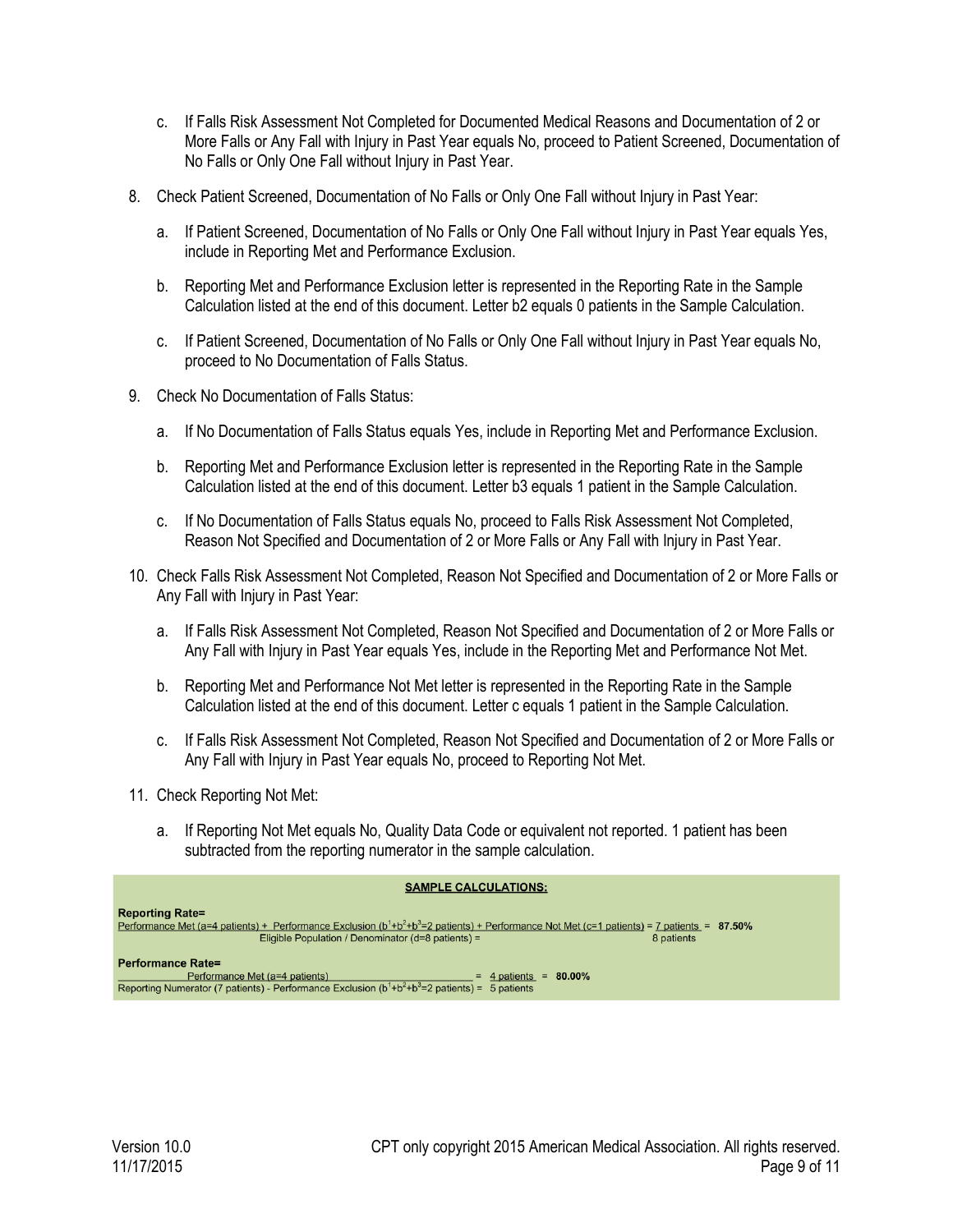c. If Falls Risk Assessment Not Completed for Documented Medical Reasons and Documentation of 2 or More Falls or Any Fall with Injury in Past Year equals No, proceed to Patient Screened, Documentation of No Falls or Only One Fall without Injury in Past Year.

8. Check Patient Screened, Documentation of No Falls or Only One Fall without Injury in Past Year:

   a. If Patient Screened, Documentation of No Falls or Only One Fall without Injury in Past Year equals Yes, include in Reporting Met and Performance Exclusion.

   b. Reporting Met and Performance Exclusion letter is represented in the Reporting Rate in the Sample Calculation listed at the end of this document. Letter b2 equals 0 patients in the Sample Calculation.

   c. If Patient Screened, Documentation of No Falls or Only One Fall without Injury in Past Year equals No, proceed to No Documentation of Falls Status.

9. Check No Documentation of Falls Status:

   a. If No Documentation of Falls Status equals Yes, include in Reporting Met and Performance Exclusion.

   b. Reporting Met and Performance Exclusion letter is represented in the Reporting Rate in the Sample Calculation listed at the end of this document. Letter b3 equals 1 patient in the Sample Calculation.

   c. If No Documentation of Falls Status equals No, proceed to Falls Risk Assessment Not Completed, Reason Not Specified and Documentation of 2 or More Falls or Any Fall with Injury in Past Year.

10. Check Falls Risk Assessment Not Completed, Reason Not Specified and Documentation of 2 or More Falls or Any Fall with Injury in Past Year:

    a. If Falls Risk Assessment Not Completed, Reason Not Specified and Documentation of 2 or More Falls or Any Fall with Injury in Past Year equals Yes, include in the Reporting Met and Performance Not Met.

    b. Reporting Met and Performance Not Met letter is represented in the Reporting Rate in the Sample Calculation listed at the end of this document. Letter c equals 1 patient in the Sample Calculation.

    c. If Falls Risk Assessment Not Completed, Reason Not Specified and Documentation of 2 or More Falls or Any Fall with Injury in Past Year equals No, proceed to Reporting Not Met.

11. Check Reporting Not Met:

    a. If Reporting Not Met equals No, Quality Data Code or equivalent not reported. 1 patient has been subtracted from the reporting numerator in the sample calculation.

**SAMPLE CALCULATIONS:**

**Reporting Rate=**

$$\frac{\text{Performance Met (a=4 patients) + Performance Exclusion } (b^1+b^2+b^3=2 \text{ patients}) + \text{Performance Not Met (c=1 patients)}}{\text{Eligible Population / Denominator (d=8 patients)}} = \frac{7 \text{ patients}}{8 \text{ patients}} = \mathbf{87.50\%}$$

**Performance Rate=**

$$\frac{\text{Performance Met (a=4 patients)}}{\text{Reporting Numerator (7 patients) - Performance Exclusion } (b^1+b^2+b^3=2 \text{ patients})} = \frac{4 \text{ patients}}{5 \text{ patients}} = \mathbf{80.00\%}$$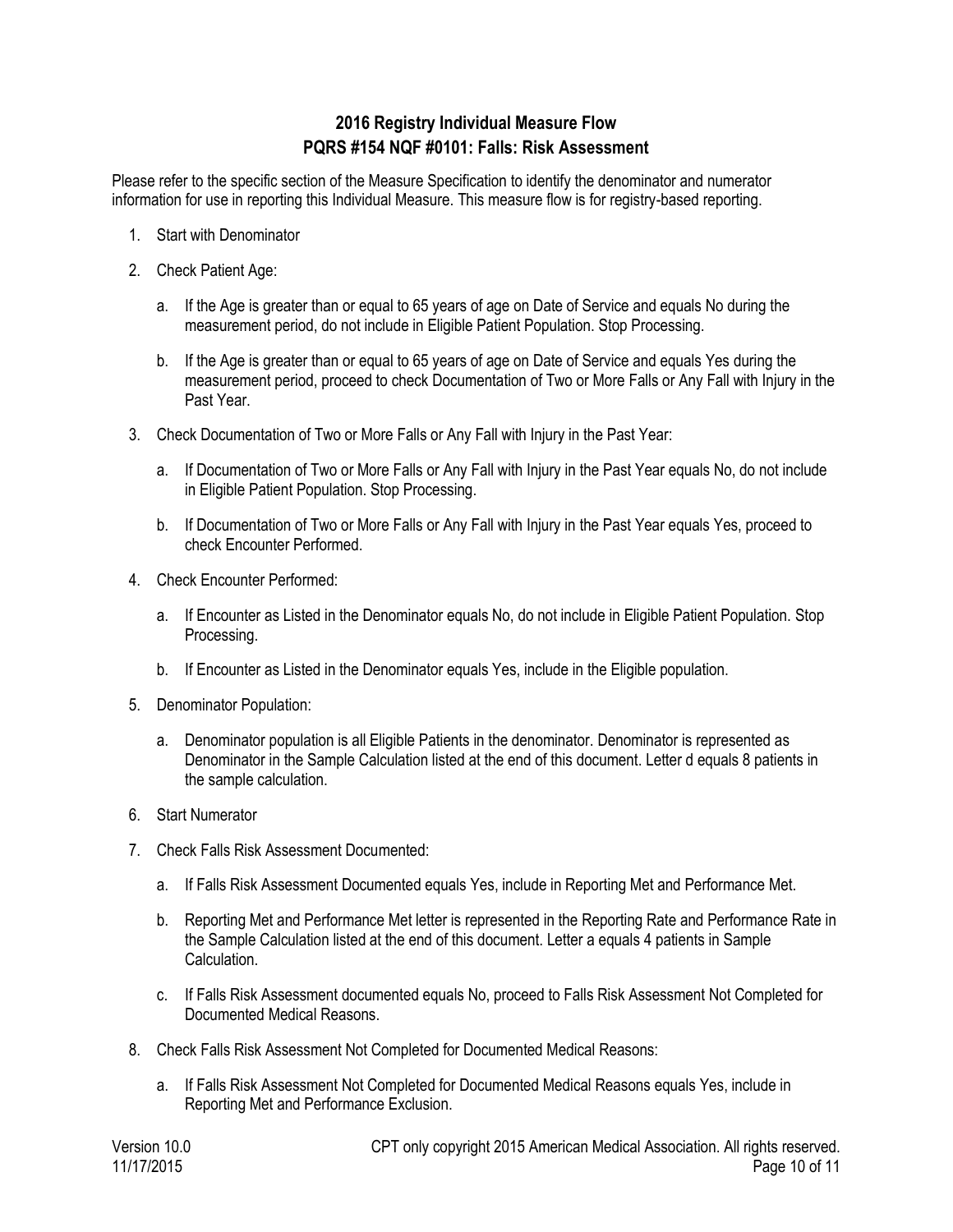## 2016 Registry Individual Measure Flow
## PQRS #154 NQF #0101: Falls: Risk Assessment

Please refer to the specific section of the Measure Specification to identify the denominator and numerator information for use in reporting this Individual Measure. This measure flow is for registry-based reporting.

1. Start with Denominator
2. Check Patient Age:
   a. If the Age is greater than or equal to 65 years of age on Date of Service and equals No during the measurement period, do not include in Eligible Patient Population. Stop Processing.
   b. If the Age is greater than or equal to 65 years of age on Date of Service and equals Yes during the measurement period, proceed to check Documentation of Two or More Falls or Any Fall with Injury in the Past Year.
3. Check Documentation of Two or More Falls or Any Fall with Injury in the Past Year:
   a. If Documentation of Two or More Falls or Any Fall with Injury in the Past Year equals No, do not include in Eligible Patient Population. Stop Processing.
   b. If Documentation of Two or More Falls or Any Fall with Injury in the Past Year equals Yes, proceed to check Encounter Performed.
4. Check Encounter Performed:
   a. If Encounter as Listed in the Denominator equals No, do not include in Eligible Patient Population. Stop Processing.
   b. If Encounter as Listed in the Denominator equals Yes, include in the Eligible population.
5. Denominator Population:
   a. Denominator population is all Eligible Patients in the denominator. Denominator is represented as Denominator in the Sample Calculation listed at the end of this document. Letter d equals 8 patients in the sample calculation.
6. Start Numerator
7. Check Falls Risk Assessment Documented:
   a. If Falls Risk Assessment Documented equals Yes, include in Reporting Met and Performance Met.
   b. Reporting Met and Performance Met letter is represented in the Reporting Rate and Performance Rate in the Sample Calculation listed at the end of this document. Letter a equals 4 patients in Sample Calculation.
   c. If Falls Risk Assessment documented equals No, proceed to Falls Risk Assessment Not Completed for Documented Medical Reasons.
8. Check Falls Risk Assessment Not Completed for Documented Medical Reasons:
   a. If Falls Risk Assessment Not Completed for Documented Medical Reasons equals Yes, include in Reporting Met and Performance Exclusion.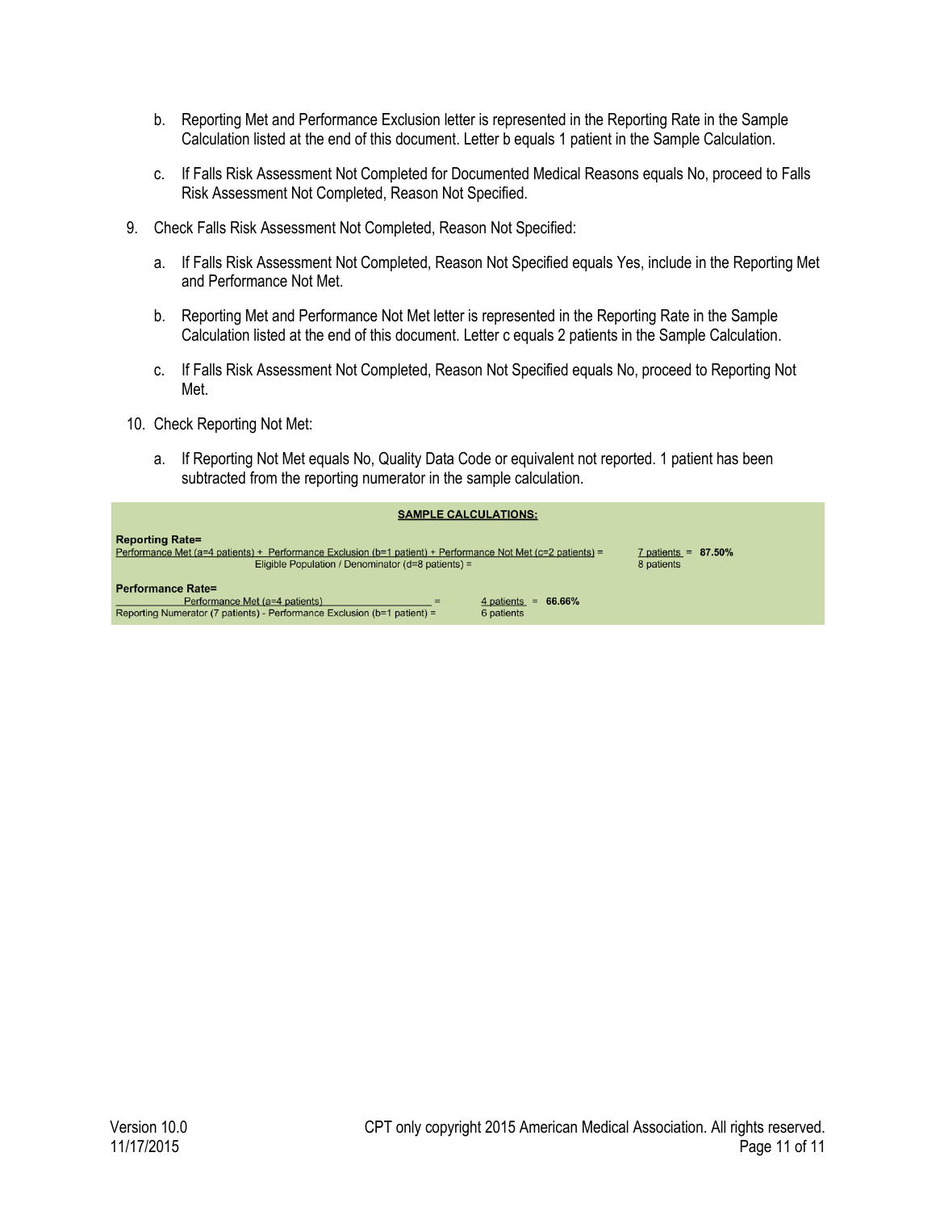b. Reporting Met and Performance Exclusion letter is represented in the Reporting Rate in the Sample Calculation listed at the end of this document. Letter b equals 1 patient in the Sample Calculation.

c. If Falls Risk Assessment Not Completed for Documented Medical Reasons equals No, proceed to Falls Risk Assessment Not Completed, Reason Not Specified.

9. Check Falls Risk Assessment Not Completed, Reason Not Specified:

   a. If Falls Risk Assessment Not Completed, Reason Not Specified equals Yes, include in the Reporting Met and Performance Not Met.

   b. Reporting Met and Performance Not Met letter is represented in the Reporting Rate in the Sample Calculation listed at the end of this document. Letter c equals 2 patients in the Sample Calculation.

   c. If Falls Risk Assessment Not Completed, Reason Not Specified equals No, proceed to Reporting Not Met.

10. Check Reporting Not Met:

    a. If Reporting Not Met equals No, Quality Data Code or equivalent not reported. 1 patient has been subtracted from the reporting numerator in the sample calculation.

**SAMPLE CALCULATIONS:**

**Reporting Rate=**

$$\frac{\text{Performance Met (a=4 patients) + Performance Exclusion (b=1 patient) + Performance Not Met (c=2 patients)}}{\text{Eligible Population / Denominator (d=8 patients)}} = \frac{7 \text{ patients}}{8 \text{ patients}} = \mathbf{87.50\%}$$

**Performance Rate=**

$$\frac{\text{Performance Met (a=4 patients)}}{\text{Reporting Numerator (7 patients) - Performance Exclusion (b=1 patient)}} = \frac{4 \text{ patients}}{6 \text{ patients}} = \mathbf{66.66\%}$$